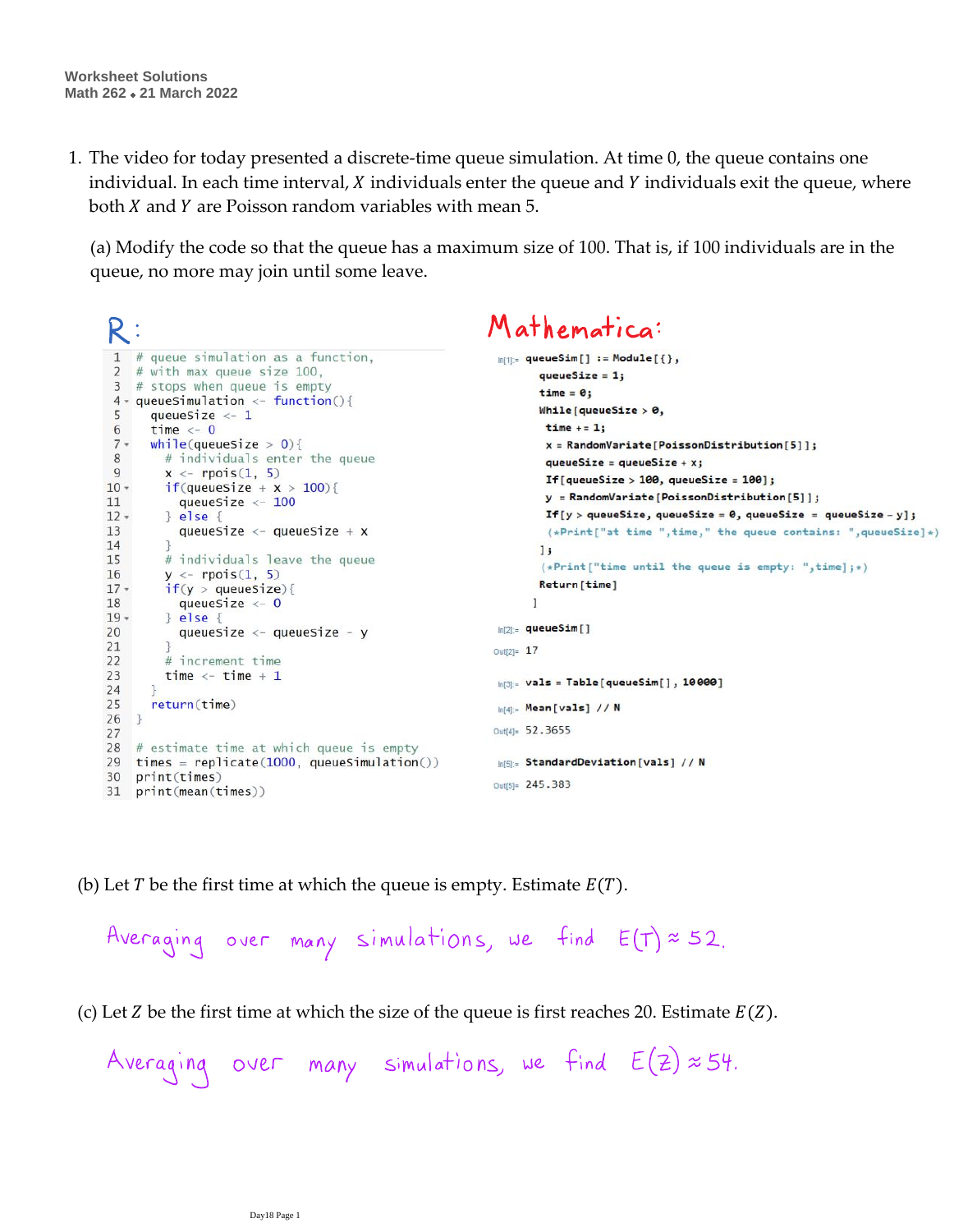Worksheet Solutions
Math 262 ⬩ 21 March 2022

1. The video for today presented a discrete-time queue simulation. At time 0, the queue contains one individual. In each time interval, $X$ individuals enter the queue and $Y$ individuals exit the queue, where both $X$ and $Y$ are Poisson random variables with mean 5.

   (a) Modify the code so that the queue has a maximum size of 100. That is, if 100 individuals are in the queue, no more may join until some leave.

R:

```r
# queue simulation as a function,
# with max queue size 100,
# stops when queue is empty
queueSimulation <- function(){
  queueSize <- 1
  time <- 0
  while(queueSize > 0){
    # individuals enter the queue
    x <- rpois(1, 5)
    if(queueSize + x > 100){
      queueSize <- 100
    } else {
      queueSize <- queueSize + x
    }
    # individuals leave the queue
    y <- rpois(1, 5)
    if(y > queueSize){
      queueSize <- 0
    } else {
      queueSize <- queueSize - y
    }
    # increment time
    time <- time + 1
  }
  return(time)
}

# estimate time at which queue is empty
times = replicate(1000, queueSimulation())
print(times)
print(mean(times))
```

Mathematica:

```
In[1]:= queueSim[] := Module[{},
  queueSize = 1;
  time = 0;
  While[queueSize > 0,
   time += 1;
   x = RandomVariate[PoissonDistribution[5]];
   queueSize = queueSize + x;
   If[queueSize > 100, queueSize = 100];
   y = RandomVariate[PoissonDistribution[5]];
   If[y > queueSize, queueSize = 0, queueSize = queueSize - y];
   (*Print["at time ",time," the queue contains: ",queueSize]*)
  ];
  (*Print["time until the queue is empty: ",time];*)
  Return[time]
 ]

In[2]:= queueSim[]
Out[2]= 17

In[3]:= vals = Table[queueSim[], 10000]

In[4]:= Mean[vals] // N
Out[4]= 52.3655

In[5]:= StandardDeviation[vals] // N
Out[5]= 245.383
```

   (b) Let $T$ be the first time at which the queue is empty. Estimate $E(T)$.

   Averaging over many simulations, we find $E(T) \approx 52$.

   (c) Let $Z$ be the first time at which the size of the queue is first reaches 20. Estimate $E(Z)$.

   Averaging over many simulations, we find $E(Z) \approx 54$.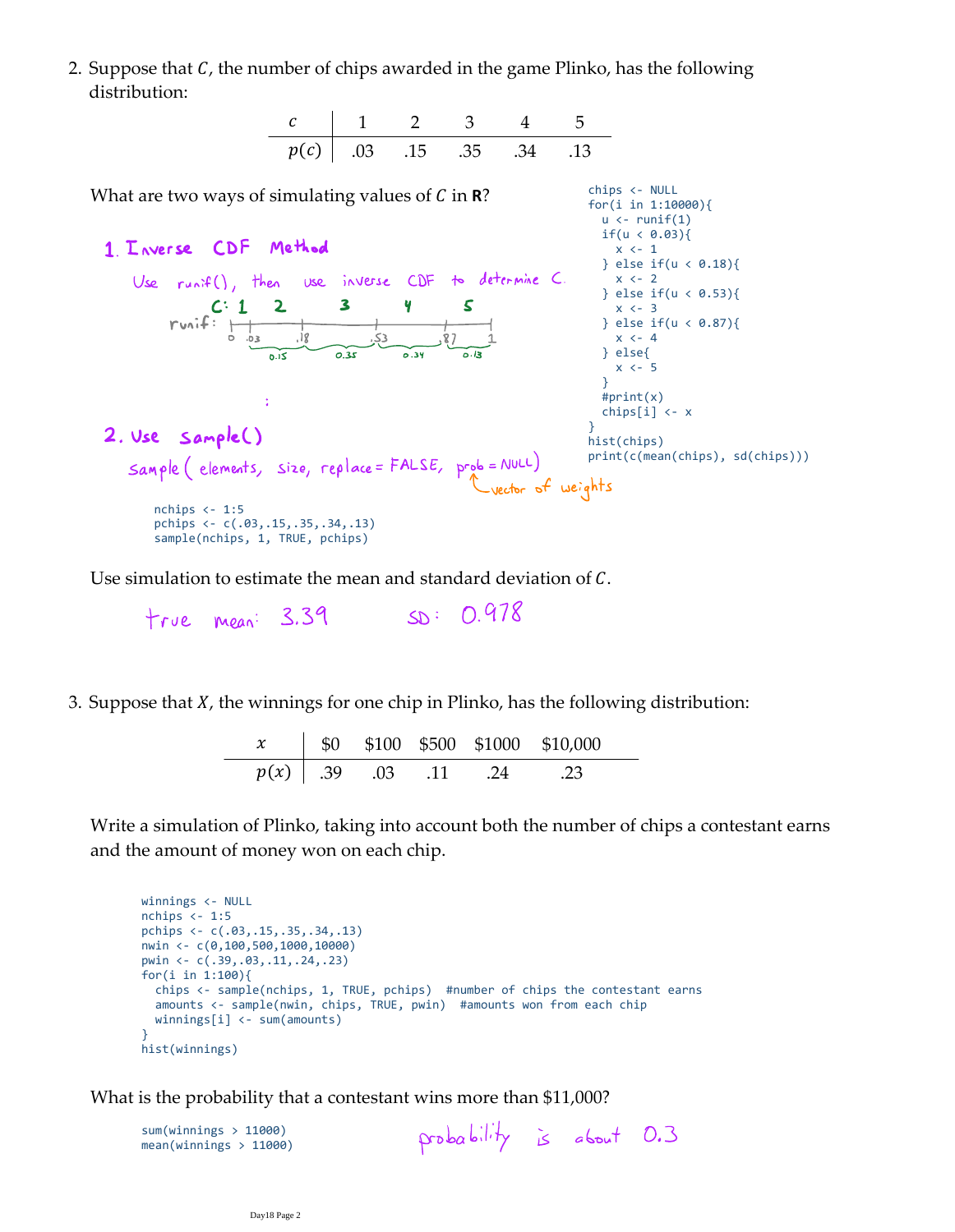2. Suppose that $C$, the number of chips awarded in the game Plinko, has the following distribution:

| $c$ | 1 | 2 | 3 | 4 | 5 |
|---|---|---|---|---|---|
| $p(c)$ | .03 | .15 | .35 | .34 | .13 |

What are two ways of simulating values of $C$ in **R**?

1. Inverse CDF Method

Use runif(), then use inverse CDF to determine C.

C: 1 2 3 4 5

runif: 0 .03 .18 .53 .87 1

0.15 0.35 0.34 0.13

```
chips <- NULL
for(i in 1:10000){
  u <- runif(1)
  if(u < 0.03){
    x <- 1
  } else if(u < 0.18){
    x <- 2
  } else if(u < 0.53){
    x <- 3
  } else if(u < 0.87){
    x <- 4
  } else{
    x <- 5
  }
  #print(x)
  chips[i] <- x
}
hist(chips)
print(c(mean(chips), sd(chips)))
```

2. Use sample()

sample( elements, size, replace = FALSE, prob = NULL)

↳ vector of weights

```
nchips <- 1:5
pchips <- c(.03,.15,.35,.34,.13)
sample(nchips, 1, TRUE, pchips)
```

Use simulation to estimate the mean and standard deviation of $C$.

true mean: 3.39  SD: 0.978

3. Suppose that $X$, the winnings for one chip in Plinko, has the following distribution:

| $x$ | \$0 | \$100 | \$500 | \$1000 | \$10,000 |
|---|---|---|---|---|---|
| $p(x)$ | .39 | .03 | .11 | .24 | .23 |

Write a simulation of Plinko, taking into account both the number of chips a contestant earns and the amount of money won on each chip.

```
winnings <- NULL
nchips <- 1:5
pchips <- c(.03,.15,.35,.34,.13)
nwin <- c(0,100,500,1000,10000)
pwin <- c(.39,.03,.11,.24,.23)
for(i in 1:100){
  chips <- sample(nchips, 1, TRUE, pchips)  #number of chips the contestant earns
  amounts <- sample(nwin, chips, TRUE, pwin)  #amounts won from each chip
  winnings[i] <- sum(amounts)
}
hist(winnings)
```

What is the probability that a contestant wins more than \$11,000?

```
sum(winnings > 11000)
mean(winnings > 11000)
```

probability is about 0.3